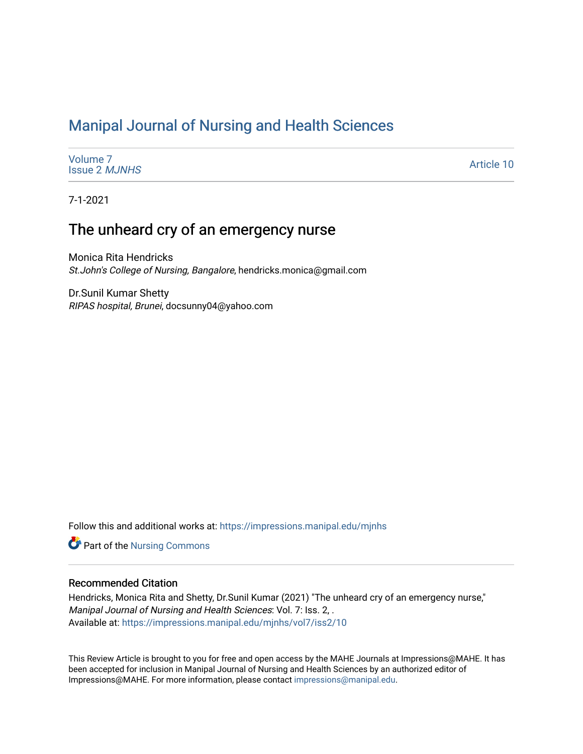# Manipal Journal of Nursing and Health Sciences

Volume 7
Issue 2 *MJNHS*

Article 10

7-1-2021

## The unheard cry of an emergency nurse

Monica Rita Hendricks
*St.John's College of Nursing, Bangalore*, hendricks.monica@gmail.com

Dr.Sunil Kumar Shetty
*RIPAS hospital, Brunei*, docsunny04@yahoo.com

Follow this and additional works at: https://impressions.manipal.edu/mjnhs

Part of the Nursing Commons

### Recommended Citation

Hendricks, Monica Rita and Shetty, Dr.Sunil Kumar (2021) "The unheard cry of an emergency nurse," *Manipal Journal of Nursing and Health Sciences*: Vol. 7: Iss. 2, .
Available at: https://impressions.manipal.edu/mjnhs/vol7/iss2/10

This Review Article is brought to you for free and open access by the MAHE Journals at Impressions@MAHE. It has been accepted for inclusion in Manipal Journal of Nursing and Health Sciences by an authorized editor of Impressions@MAHE. For more information, please contact impressions@manipal.edu.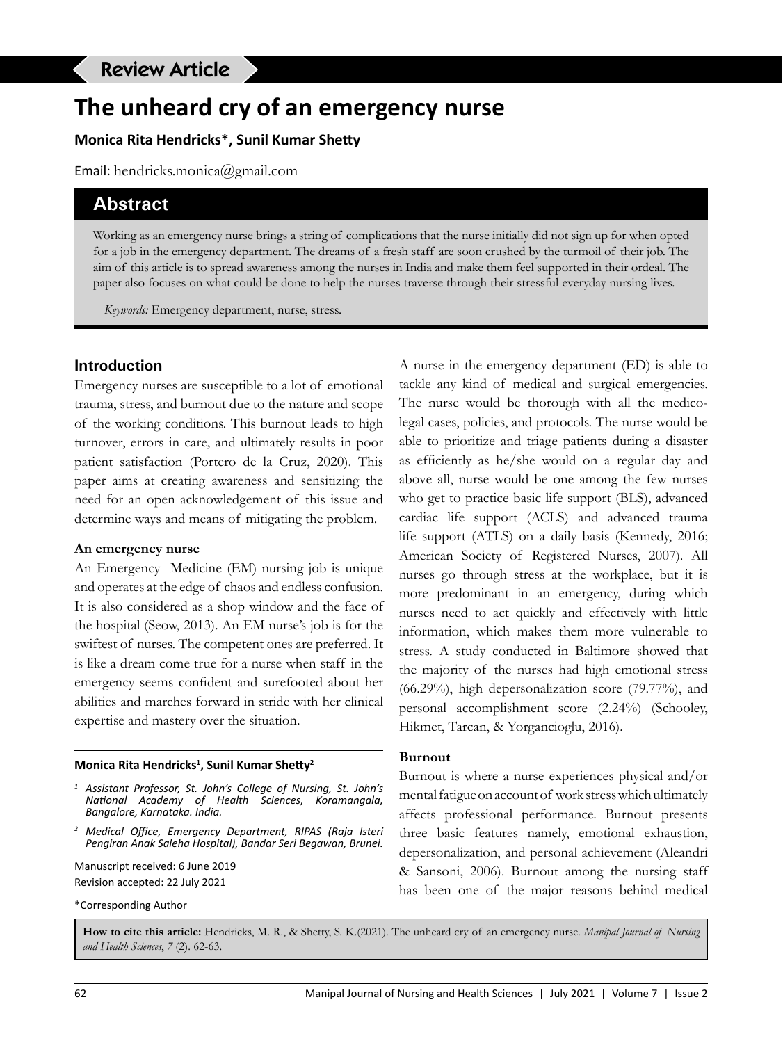Review Article

# The unheard cry of an emergency nurse

**Monica Rita Hendricks*, Sunil Kumar Shetty**

Email: hendricks.monica@gmail.com

## Abstract

Working as an emergency nurse brings a string of complications that the nurse initially did not sign up for when opted for a job in the emergency department. The dreams of a fresh staff are soon crushed by the turmoil of their job. The aim of this article is to spread awareness among the nurses in India and make them feel supported in their ordeal. The paper also focuses on what could be done to help the nurses traverse through their stressful everyday nursing lives.

*Keywords:* Emergency department, nurse, stress.

## Introduction

Emergency nurses are susceptible to a lot of emotional trauma, stress, and burnout due to the nature and scope of the working conditions. This burnout leads to high turnover, errors in care, and ultimately results in poor patient satisfaction (Portero de la Cruz, 2020). This paper aims at creating awareness and sensitizing the need for an open acknowledgement of this issue and determine ways and means of mitigating the problem.

### An emergency nurse

An Emergency Medicine (EM) nursing job is unique and operates at the edge of chaos and endless confusion. It is also considered as a shop window and the face of the hospital (Seow, 2013). An EM nurse's job is for the swiftest of nurses. The competent ones are preferred. It is like a dream come true for a nurse when staff in the emergency seems confident and surefooted about her abilities and marches forward in stride with her clinical expertise and mastery over the situation.

A nurse in the emergency department (ED) is able to tackle any kind of medical and surgical emergencies. The nurse would be thorough with all the medico-legal cases, policies, and protocols. The nurse would be able to prioritize and triage patients during a disaster as efficiently as he/she would on a regular day and above all, nurse would be one among the few nurses who get to practice basic life support (BLS), advanced cardiac life support (ACLS) and advanced trauma life support (ATLS) on a daily basis (Kennedy, 2016; American Society of Registered Nurses, 2007). All nurses go through stress at the workplace, but it is more predominant in an emergency, during which nurses need to act quickly and effectively with little information, which makes them more vulnerable to stress. A study conducted in Baltimore showed that the majority of the nurses had high emotional stress (66.29%), high depersonalization score (79.77%), and personal accomplishment score (2.24%) (Schooley, Hikmet, Tarcan, & Yorgancioglu, 2016).

### Burnout

Burnout is where a nurse experiences physical and/or mental fatigue on account of work stress which ultimately affects professional performance. Burnout presents three basic features namely, emotional exhaustion, depersonalization, and personal achievement (Aleandri & Sansoni, 2006). Burnout among the nursing staff has been one of the major reasons behind medical

---

**Monica Rita Hendricks[1], Sunil Kumar Shetty[2]**

[1] *Assistant Professor, St. John's College of Nursing, St. John's National Academy of Health Sciences, Koramangala, Bangalore, Karnataka. India.*

[2] *Medical Office, Emergency Department, RIPAS (Raja Isteri Pengiran Anak Saleha Hospital), Bandar Seri Begawan, Brunei.*

Manuscript received: 6 June 2019
Revision accepted: 22 July 2021

*Corresponding Author

**How to cite this article:** Hendricks, M. R., & Shetty, S. K.(2021). The unheard cry of an emergency nurse. *Manipal Journal of Nursing and Health Sciences*, *7* (2). 62-63.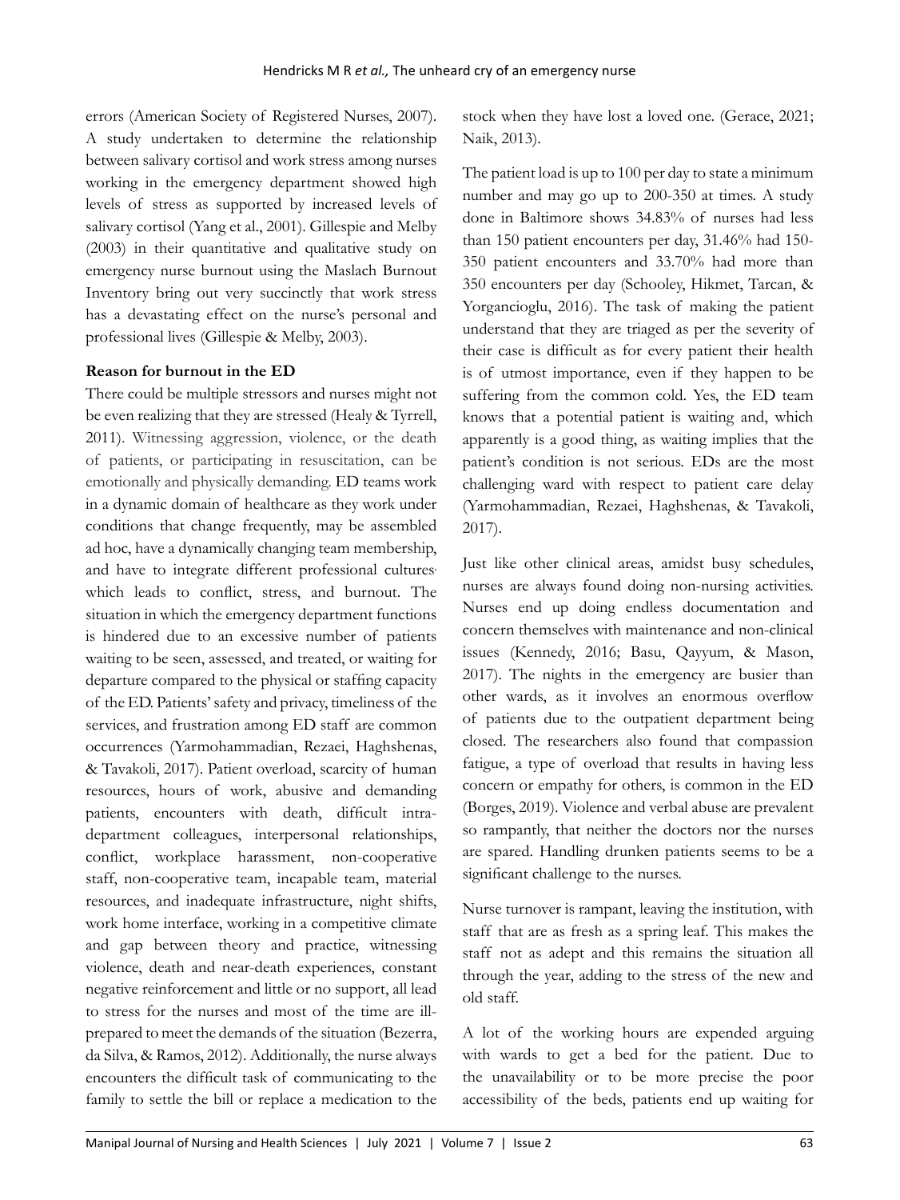errors (American Society of Registered Nurses, 2007). A study undertaken to determine the relationship between salivary cortisol and work stress among nurses working in the emergency department showed high levels of stress as supported by increased levels of salivary cortisol (Yang et al., 2001). Gillespie and Melby (2003) in their quantitative and qualitative study on emergency nurse burnout using the Maslach Burnout Inventory bring out very succinctly that work stress has a devastating effect on the nurse's personal and professional lives (Gillespie & Melby, 2003).

**Reason for burnout in the ED**

There could be multiple stressors and nurses might not be even realizing that they are stressed (Healy & Tyrrell, 2011). Witnessing aggression, violence, or the death of patients, or participating in resuscitation, can be emotionally and physically demanding. ED teams work in a dynamic domain of healthcare as they work under conditions that change frequently, may be assembled ad hoc, have a dynamically changing team membership, and have to integrate different professional cultures which leads to conflict, stress, and burnout. The situation in which the emergency department functions is hindered due to an excessive number of patients waiting to be seen, assessed, and treated, or waiting for departure compared to the physical or staffing capacity of the ED. Patients' safety and privacy, timeliness of the services, and frustration among ED staff are common occurrences (Yarmohammadian, Rezaei, Haghshenas, & Tavakoli, 2017). Patient overload, scarcity of human resources, hours of work, abusive and demanding patients, encounters with death, difficult intra-department colleagues, interpersonal relationships, conflict, workplace harassment, non-cooperative staff, non-cooperative team, incapable team, material resources, and inadequate infrastructure, night shifts, work home interface, working in a competitive climate and gap between theory and practice, witnessing violence, death and near-death experiences, constant negative reinforcement and little or no support, all lead to stress for the nurses and most of the time are ill-prepared to meet the demands of the situation (Bezerra, da Silva, & Ramos, 2012). Additionally, the nurse always encounters the difficult task of communicating to the family to settle the bill or replace a medication to the stock when they have lost a loved one. (Gerace, 2021; Naik, 2013).

The patient load is up to 100 per day to state a minimum number and may go up to 200-350 at times. A study done in Baltimore shows 34.83% of nurses had less than 150 patient encounters per day, 31.46% had 150-350 patient encounters and 33.70% had more than 350 encounters per day (Schooley, Hikmet, Tarcan, & Yorgancioglu, 2016). The task of making the patient understand that they are triaged as per the severity of their case is difficult as for every patient their health is of utmost importance, even if they happen to be suffering from the common cold. Yes, the ED team knows that a potential patient is waiting and, which apparently is a good thing, as waiting implies that the patient's condition is not serious. EDs are the most challenging ward with respect to patient care delay (Yarmohammadian, Rezaei, Haghshenas, & Tavakoli, 2017).

Just like other clinical areas, amidst busy schedules, nurses are always found doing non-nursing activities. Nurses end up doing endless documentation and concern themselves with maintenance and non-clinical issues (Kennedy, 2016; Basu, Qayyum, & Mason, 2017). The nights in the emergency are busier than other wards, as it involves an enormous overflow of patients due to the outpatient department being closed. The researchers also found that compassion fatigue, a type of overload that results in having less concern or empathy for others, is common in the ED (Borges, 2019). Violence and verbal abuse are prevalent so rampantly, that neither the doctors nor the nurses are spared. Handling drunken patients seems to be a significant challenge to the nurses.

Nurse turnover is rampant, leaving the institution, with staff that are as fresh as a spring leaf. This makes the staff not as adept and this remains the situation all through the year, adding to the stress of the new and old staff.

A lot of the working hours are expended arguing with wards to get a bed for the patient. Due to the unavailability or to be more precise the poor accessibility of the beds, patients end up waiting for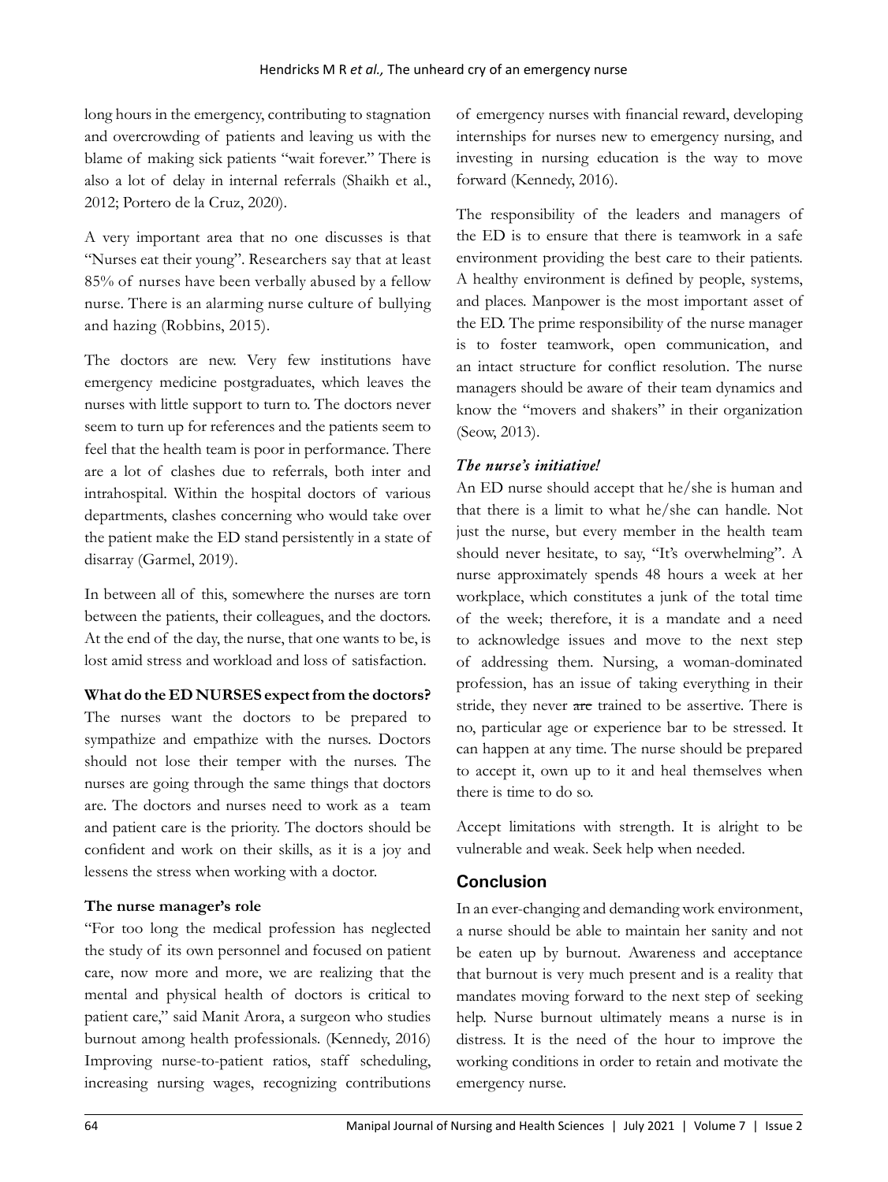long hours in the emergency, contributing to stagnation and overcrowding of patients and leaving us with the blame of making sick patients "wait forever." There is also a lot of delay in internal referrals (Shaikh et al., 2012; Portero de la Cruz, 2020).

A very important area that no one discusses is that "Nurses eat their young". Researchers say that at least 85% of nurses have been verbally abused by a fellow nurse. There is an alarming nurse culture of bullying and hazing (Robbins, 2015).

The doctors are new. Very few institutions have emergency medicine postgraduates, which leaves the nurses with little support to turn to. The doctors never seem to turn up for references and the patients seem to feel that the health team is poor in performance. There are a lot of clashes due to referrals, both inter and intrahospital. Within the hospital doctors of various departments, clashes concerning who would take over the patient make the ED stand persistently in a state of disarray (Garmel, 2019).

In between all of this, somewhere the nurses are torn between the patients, their colleagues, and the doctors. At the end of the day, the nurse, that one wants to be, is lost amid stress and workload and loss of satisfaction.

**What do the ED NURSES expect from the doctors?**

The nurses want the doctors to be prepared to sympathize and empathize with the nurses. Doctors should not lose their temper with the nurses. The nurses are going through the same things that doctors are. The doctors and nurses need to work as a team and patient care is the priority. The doctors should be confident and work on their skills, as it is a joy and lessens the stress when working with a doctor.

**The nurse manager's role**

"For too long the medical profession has neglected the study of its own personnel and focused on patient care, now more and more, we are realizing that the mental and physical health of doctors is critical to patient care," said Manit Arora, a surgeon who studies burnout among health professionals. (Kennedy, 2016) Improving nurse-to-patient ratios, staff scheduling, increasing nursing wages, recognizing contributions of emergency nurses with financial reward, developing internships for nurses new to emergency nursing, and investing in nursing education is the way to move forward (Kennedy, 2016).

The responsibility of the leaders and managers of the ED is to ensure that there is teamwork in a safe environment providing the best care to their patients. A healthy environment is defined by people, systems, and places. Manpower is the most important asset of the ED. The prime responsibility of the nurse manager is to foster teamwork, open communication, and an intact structure for conflict resolution. The nurse managers should be aware of their team dynamics and know the "movers and shakers" in their organization (Seow, 2013).

***The nurse's initiative!***

An ED nurse should accept that he/she is human and that there is a limit to what he/she can handle. Not just the nurse, but every member in the health team should never hesitate, to say, "It's overwhelming". A nurse approximately spends 48 hours a week at her workplace, which constitutes a junk of the total time of the week; therefore, it is a mandate and a need to acknowledge issues and move to the next step of addressing them. Nursing, a woman-dominated profession, has an issue of taking everything in their stride, they never ~~are~~ trained to be assertive. There is no, particular age or experience bar to be stressed. It can happen at any time. The nurse should be prepared to accept it, own up to it and heal themselves when there is time to do so.

Accept limitations with strength. It is alright to be vulnerable and weak. Seek help when needed.

## Conclusion

In an ever-changing and demanding work environment, a nurse should be able to maintain her sanity and not be eaten up by burnout. Awareness and acceptance that burnout is very much present and is a reality that mandates moving forward to the next step of seeking help. Nurse burnout ultimately means a nurse is in distress. It is the need of the hour to improve the working conditions in order to retain and motivate the emergency nurse.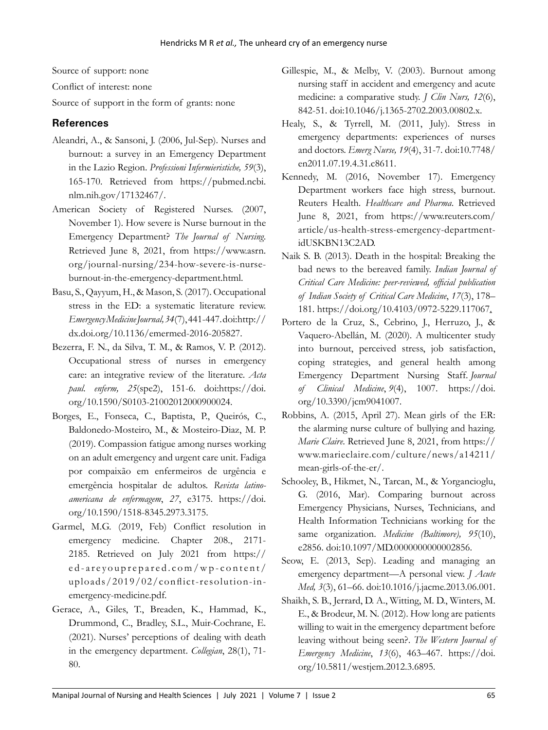Source of support: none

Conflict of interest: none

Source of support in the form of grants: none

## References

Aleandri, A., & Sansoni, J. (2006, Jul-Sep). Nurses and burnout: a survey in an Emergency Department in the Lazio Region. *Professioni Infermieristiche, 59*(3), 165-170. Retrieved from https://pubmed.ncbi.nlm.nih.gov/17132467/.

American Society of Registered Nurses. (2007, November 1). How severe is Nurse burnout in the Emergency Department? *The Journal of Nursing*. Retrieved June 8, 2021, from https://www.asrn.org/journal-nursing/234-how-severe-is-nurse-burnout-in-the-emergency-department.html.

Basu, S., Qayyum, H., & Mason, S. (2017). Occupational stress in the ED: a systematic literature review. *Emergency Medicine Journal, 34*(7), 441-447. doi:http://dx.doi.org/10.1136/emermed-2016-205827.

Bezerra, F. N., da Silva, T. M., & Ramos, V. P. (2012). Occupational stress of nurses in emergency care: an integrative review of the literature. *Acta paul. enferm, 25*(spe2), 151-6. doi:https://doi.org/10.1590/S0103-21002012000900024.

Borges, E., Fonseca, C., Baptista, P., Queirós, C., Baldonedo-Mosteiro, M., & Mosteiro-Diaz, M. P. (2019). Compassion fatigue among nurses working on an adult emergency and urgent care unit. Fadiga por compaixão em enfermeiros de urgência e emergência hospitalar de adultos. *Revista latino-americana de enfermagem*, *27*, e3175. https://doi.org/10.1590/1518-8345.2973.3175.

Garmel, M.G. (2019, Feb) Conflict resolution in emergency medicine. Chapter 208., 2171-2185. Retrieved on July 2021 from https://ed-areyouprepared.com/wp-content/uploads/2019/02/conflict-resolution-in-emergency-medicine.pdf.

Gerace, A., Giles, T., Breaden, K., Hammad, K., Drummond, C., Bradley, S.L., Muir-Cochrane, E. (2021). Nurses' perceptions of dealing with death in the emergency department. *Collegian*, 28(1), 71-80.

Gillespie, M., & Melby, V. (2003). Burnout among nursing staff in accident and emergency and acute medicine: a comparative study. *J Clin Nurs, 12*(6), 842-51. doi:10.1046/j.1365-2702.2003.00802.x.

Healy, S., & Tyrrell, M. (2011, July). Stress in emergency departments: experiences of nurses and doctors. *Emerg Nurse, 19*(4), 31-7. doi:10.7748/en2011.07.19.4.31.c8611.

Kennedy, M. (2016, November 17). Emergency Department workers face high stress, burnout. Reuters Health. *Healthcare and Pharma*. Retrieved June 8, 2021, from https://www.reuters.com/article/us-health-stress-emergency-department-idUSKBN13C2AD.

Naik S. B. (2013). Death in the hospital: Breaking the bad news to the bereaved family. *Indian Journal of Critical Care Medicine: peer-reviewed, official publication of Indian Society of Critical Care Medicine*, *17*(3), 178–181. https://doi.org/10.4103/0972-5229.117067.

Portero de la Cruz, S., Cebrino, J., Herruzo, J., & Vaquero-Abellán, M. (2020). A multicenter study into burnout, perceived stress, job satisfaction, coping strategies, and general health among Emergency Department Nursing Staff. *Journal of Clinical Medicine*, *9*(4), 1007. https://doi.org/10.3390/jcm9041007.

Robbins, A. (2015, April 27). Mean girls of the ER: the alarming nurse culture of bullying and hazing. *Marie Claire*. Retrieved June 8, 2021, from https://www.marieclaire.com/culture/news/a14211/mean-girls-of-the-er/.

Schooley, B., Hikmet, N., Tarcan, M., & Yorgancioglu, G. (2016, Mar). Comparing burnout across Emergency Physicians, Nurses, Technicians, and Health Information Technicians working for the same organization. *Medicine (Baltimore), 95*(10), e2856. doi:10.1097/MD.0000000000002856.

Seow, E. (2013, Sep). Leading and managing an emergency department—A personal view. *J Acute Med, 3*(3), 61–66. doi:10.1016/j.jacme.2013.06.001.

Shaikh, S. B., Jerrard, D. A., Witting, M. D., Winters, M. E., & Brodeur, M. N. (2012). How long are patients willing to wait in the emergency department before leaving without being seen?. *The Western Journal of Emergency Medicine*, *13*(6), 463–467. https://doi.org/10.5811/westjem.2012.3.6895.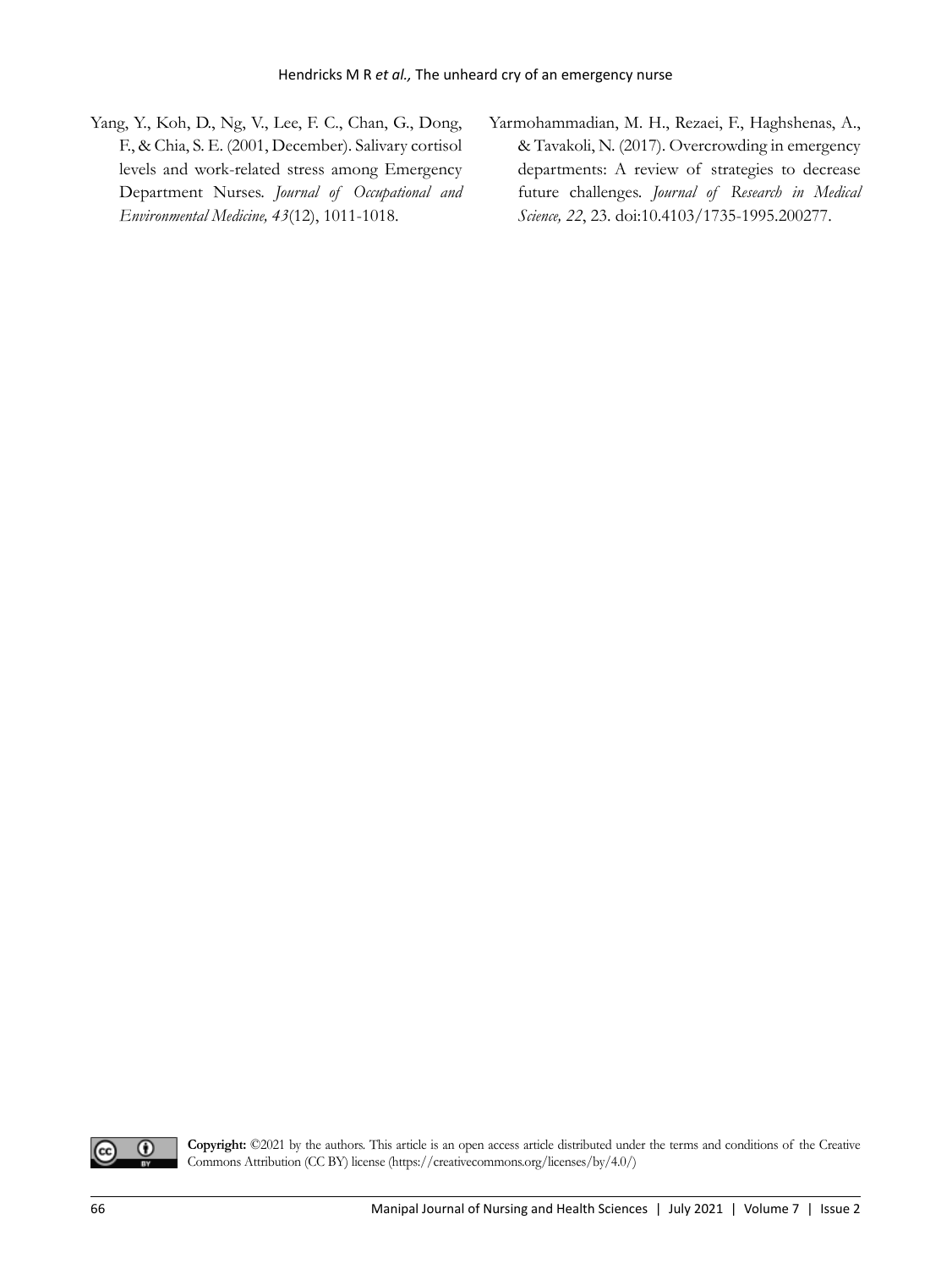Yang, Y., Koh, D., Ng, V., Lee, F. C., Chan, G., Dong, F., & Chia, S. E. (2001, December). Salivary cortisol levels and work-related stress among Emergency Department Nurses. *Journal of Occupational and Environmental Medicine, 43*(12), 1011-1018.

Yarmohammadian, M. H., Rezaei, F., Haghshenas, A., & Tavakoli, N. (2017). Overcrowding in emergency departments: A review of strategies to decrease future challenges. *Journal of Research in Medical Science, 22*, 23. doi:10.4103/1735-1995.200277.

**Copyright:** ©2021 by the authors. This article is an open access article distributed under the terms and conditions of the Creative Commons Attribution (CC BY) license (https://creativecommons.org/licenses/by/4.0/)